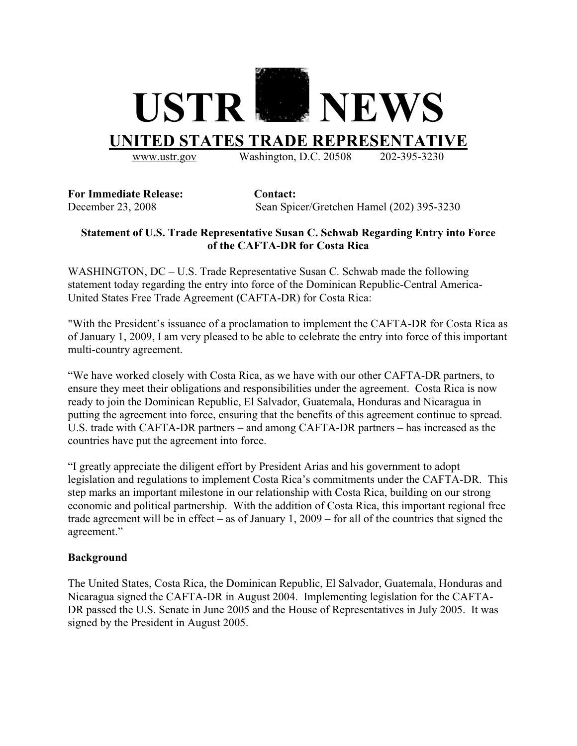# USTR NEWS

## UNITED STATES TRADE REPRESENTATIVE

www.ustr.gov Washington, D.C. 20508 202-395-3230

**For Immediate Release:** December 23, 2008

**Contact:** Sean Spicer/Gretchen Hamel (202) 395-3230

**Statement of U.S. Trade Representative Susan C. Schwab Regarding Entry into Force of the CAFTA-DR for Costa Rica**

WASHINGTON, DC – U.S. Trade Representative Susan C. Schwab made the following statement today regarding the entry into force of the Dominican Republic-Central America-United States Free Trade Agreement (CAFTA-DR) for Costa Rica:

"With the President's issuance of a proclamation to implement the CAFTA-DR for Costa Rica as of January 1, 2009, I am very pleased to be able to celebrate the entry into force of this important multi-country agreement.

"We have worked closely with Costa Rica, as we have with our other CAFTA-DR partners, to ensure they meet their obligations and responsibilities under the agreement. Costa Rica is now ready to join the Dominican Republic, El Salvador, Guatemala, Honduras and Nicaragua in putting the agreement into force, ensuring that the benefits of this agreement continue to spread. U.S. trade with CAFTA-DR partners – and among CAFTA-DR partners – has increased as the countries have put the agreement into force.

"I greatly appreciate the diligent effort by President Arias and his government to adopt legislation and regulations to implement Costa Rica's commitments under the CAFTA-DR. This step marks an important milestone in our relationship with Costa Rica, building on our strong economic and political partnership. With the addition of Costa Rica, this important regional free trade agreement will be in effect – as of January 1, 2009 – for all of the countries that signed the agreement."

**Background**

The United States, Costa Rica, the Dominican Republic, El Salvador, Guatemala, Honduras and Nicaragua signed the CAFTA-DR in August 2004. Implementing legislation for the CAFTA-DR passed the U.S. Senate in June 2005 and the House of Representatives in July 2005. It was signed by the President in August 2005.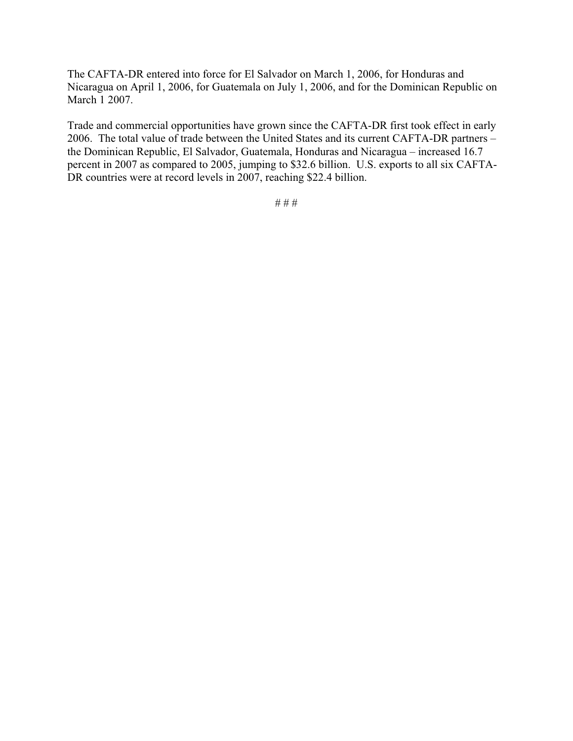The CAFTA-DR entered into force for El Salvador on March 1, 2006, for Honduras and Nicaragua on April 1, 2006, for Guatemala on July 1, 2006, and for the Dominican Republic on March 1 2007.

Trade and commercial opportunities have grown since the CAFTA-DR first took effect in early 2006. The total value of trade between the United States and its current CAFTA-DR partners – the Dominican Republic, El Salvador, Guatemala, Honduras and Nicaragua – increased 16.7 percent in 2007 as compared to 2005, jumping to $32.6 billion. U.S. exports to all six CAFTA-DR countries were at record levels in 2007, reaching $22.4 billion.

# # #